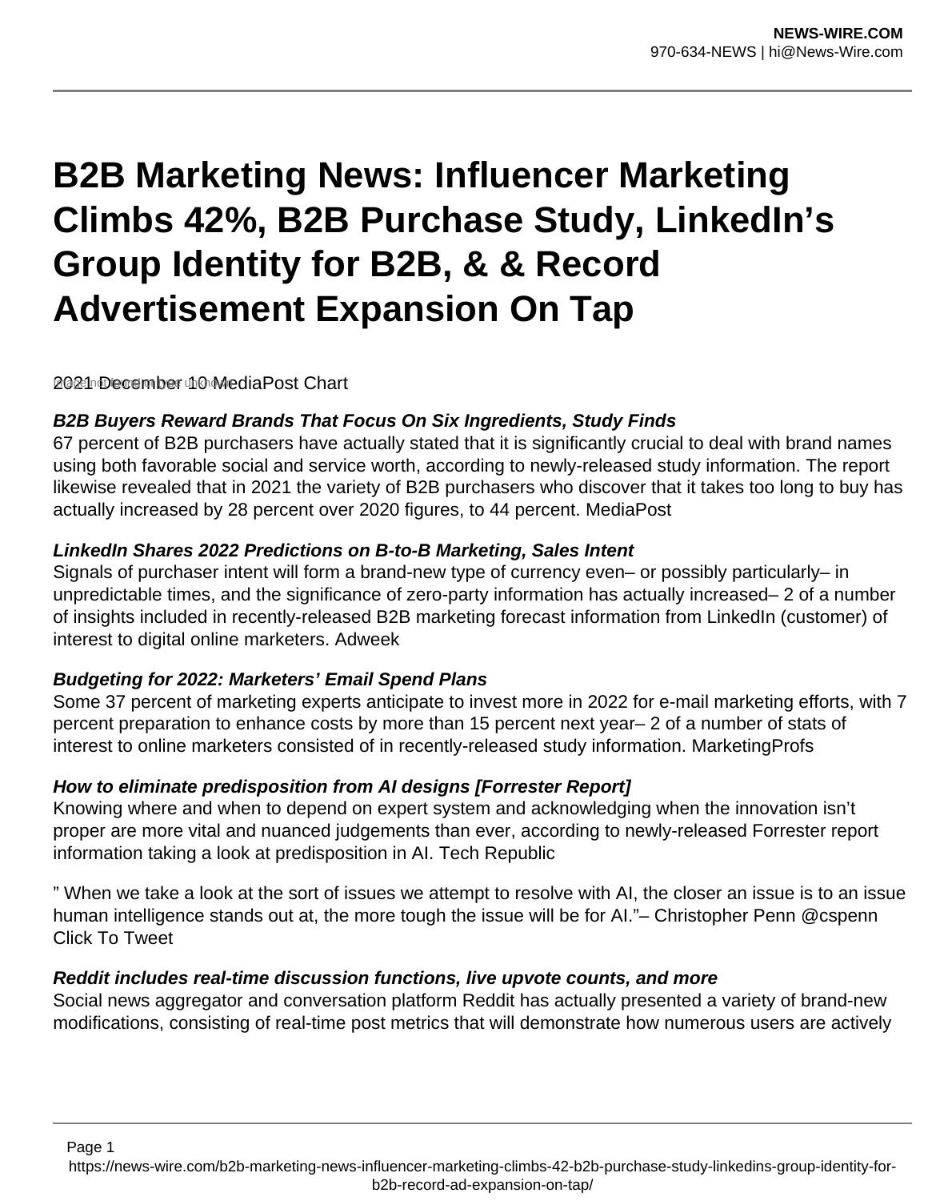# B2B Marketing News: Influencer Marketing Climbs 42%, B2B Purchase Study, LinkedIn's Group Identity for B2B, & & Record Advertisement Expansion On Tap

2021 December 10 MediaPost Chart

### *B2B Buyers Reward Brands That Focus On Six Ingredients, Study Finds*

67 percent of B2B purchasers have actually stated that it is significantly crucial to deal with brand names using both favorable social and service worth, according to newly-released study information. The report likewise revealed that in 2021 the variety of B2B purchasers who discover that it takes too long to buy has actually increased by 28 percent over 2020 figures, to 44 percent. MediaPost

### *LinkedIn Shares 2022 Predictions on B-to-B Marketing, Sales Intent*

Signals of purchaser intent will form a brand-new type of currency even– or possibly particularly– in unpredictable times, and the significance of zero-party information has actually increased– 2 of a number of insights included in recently-released B2B marketing forecast information from LinkedIn (customer) of interest to digital online marketers. Adweek

### *Budgeting for 2022: Marketers' Email Spend Plans*

Some 37 percent of marketing experts anticipate to invest more in 2022 for e-mail marketing efforts, with 7 percent preparation to enhance costs by more than 15 percent next year– 2 of a number of stats of interest to online marketers consisted of in recently-released study information. MarketingProfs

### *How to eliminate predisposition from AI designs [Forrester Report]*

Knowing where and when to depend on expert system and acknowledging when the innovation isn't proper are more vital and nuanced judgements than ever, according to newly-released Forrester report information taking a look at predisposition in AI. Tech Republic

" When we take a look at the sort of issues we attempt to resolve with AI, the closer an issue is to an issue human intelligence stands out at, the more tough the issue will be for AI."– Christopher Penn @cspenn Click To Tweet

### *Reddit includes real-time discussion functions, live upvote counts, and more*

Social news aggregator and conversation platform Reddit has actually presented a variety of brand-new modifications, consisting of real-time post metrics that will demonstrate how numerous users are actively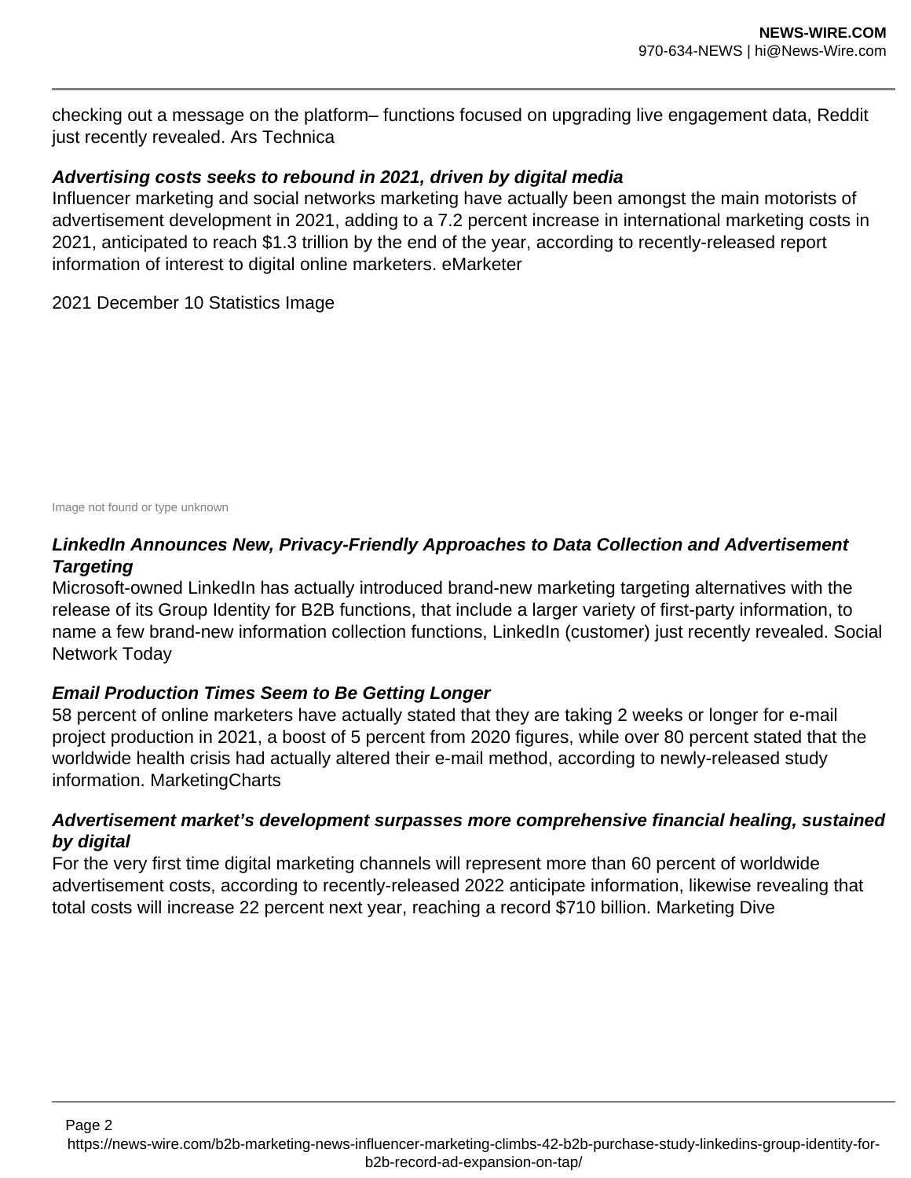checking out a message on the platform– functions focused on upgrading live engagement data, Reddit just recently revealed. Ars Technica

***Advertising costs seeks to rebound in 2021, driven by digital media***
Influencer marketing and social networks marketing have actually been amongst the main motorists of advertisement development in 2021, adding to a 7.2 percent increase in international marketing costs in 2021, anticipated to reach $1.3 trillion by the end of the year, according to recently-released report information of interest to digital online marketers. eMarketer

2021 December 10 Statistics Image

Image not found or type unknown

***LinkedIn Announces New, Privacy-Friendly Approaches to Data Collection and Advertisement Targeting***
Microsoft-owned LinkedIn has actually introduced brand-new marketing targeting alternatives with the release of its Group Identity for B2B functions, that include a larger variety of first-party information, to name a few brand-new information collection functions, LinkedIn (customer) just recently revealed. Social Network Today

***Email Production Times Seem to Be Getting Longer***
58 percent of online marketers have actually stated that they are taking 2 weeks or longer for e-mail project production in 2021, a boost of 5 percent from 2020 figures, while over 80 percent stated that the worldwide health crisis had actually altered their e-mail method, according to newly-released study information. MarketingCharts

***Advertisement market's development surpasses more comprehensive financial healing, sustained by digital***
For the very first time digital marketing channels will represent more than 60 percent of worldwide advertisement costs, according to recently-released 2022 anticipate information, likewise revealing that total costs will increase 22 percent next year, reaching a record $710 billion. Marketing Dive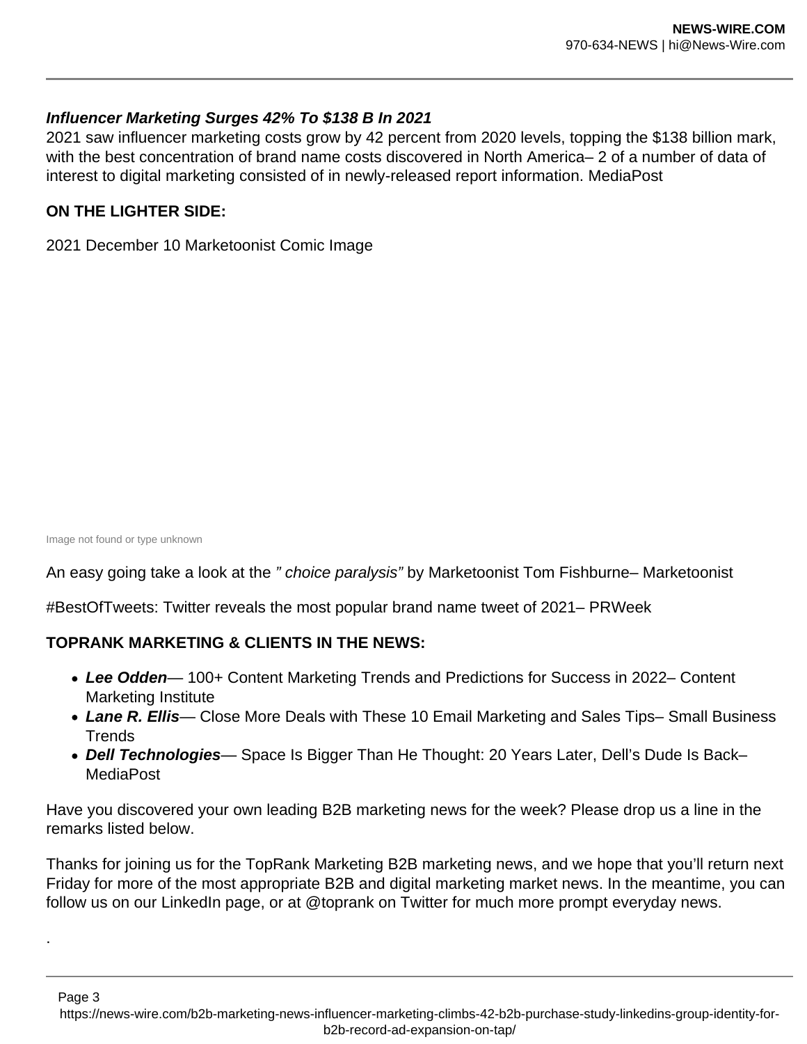***Influencer Marketing Surges 42% To $138 B In 2021***
2021 saw influencer marketing costs grow by 42 percent from 2020 levels, topping the $138 billion mark, with the best concentration of brand name costs discovered in North America– 2 of a number of data of interest to digital marketing consisted of in newly-released report information. MediaPost

**ON THE LIGHTER SIDE:**

2021 December 10 Marketoonist Comic Image

Image not found or type unknown

An easy going take a look at the *" choice paralysis"* by Marketoonist Tom Fishburne– Marketoonist

#BestOfTweets: Twitter reveals the most popular brand name tweet of 2021– PRWeek

**TOPRANK MARKETING & CLIENTS IN THE NEWS:**

- ***Lee Odden***— 100+ Content Marketing Trends and Predictions for Success in 2022– Content Marketing Institute
- ***Lane R. Ellis***— Close More Deals with These 10 Email Marketing and Sales Tips– Small Business Trends
- ***Dell Technologies***— Space Is Bigger Than He Thought: 20 Years Later, Dell's Dude Is Back– MediaPost

Have you discovered your own leading B2B marketing news for the week? Please drop us a line in the remarks listed below.

Thanks for joining us for the TopRank Marketing B2B marketing news, and we hope that you'll return next Friday for more of the most appropriate B2B and digital marketing market news. In the meantime, you can follow us on our LinkedIn page, or at @toprank on Twitter for much more prompt everyday news.

.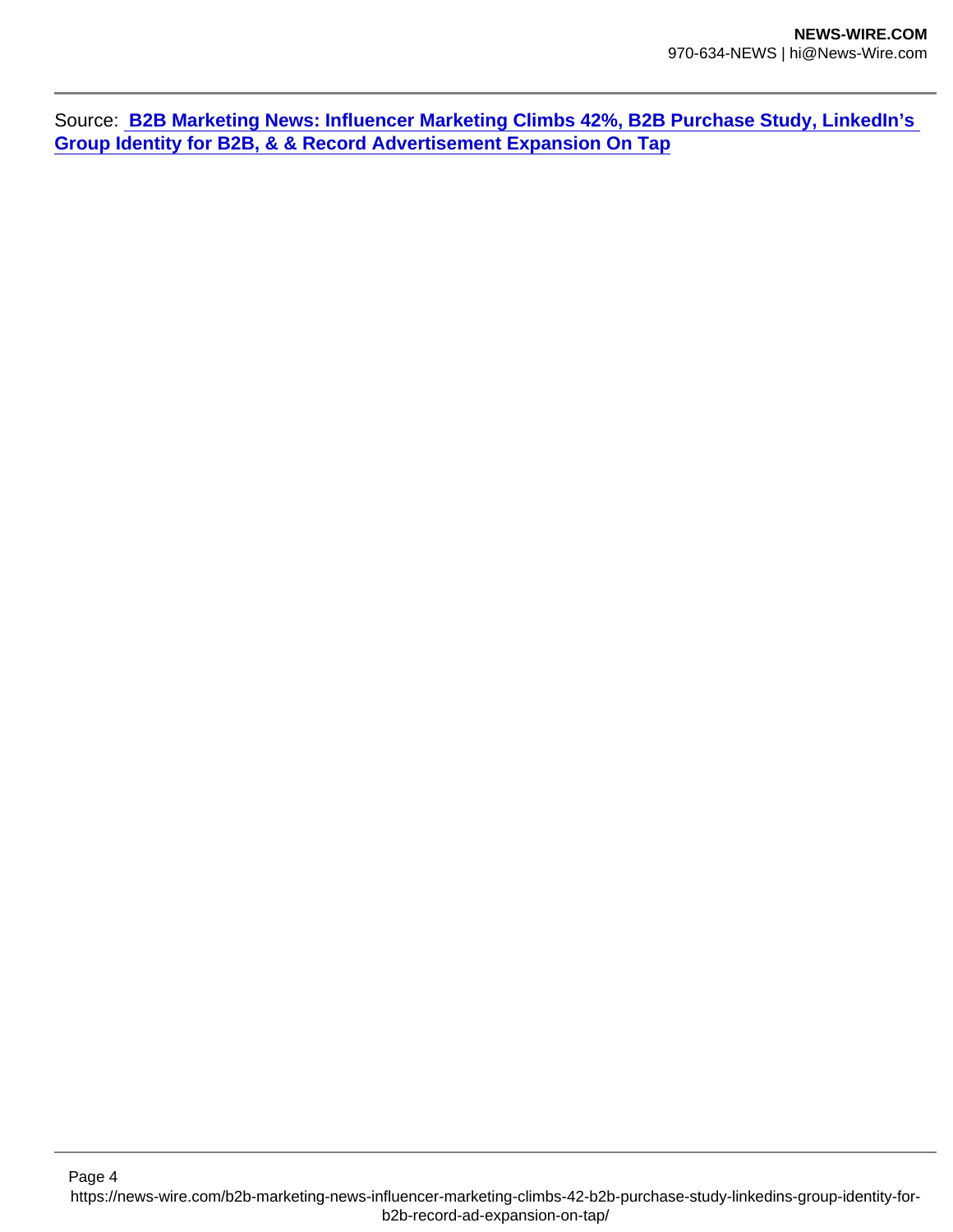Source: [B2B Marketing News: Influencer Marketing Climbs 42%, B2B Purchase Study, LinkedIn's Group Identity for B2B, & & Record Advertisement Expansion On Tap](https://news-wire.com/b2b-marketing-news-influencer-marketing-climbs-42-b2b-purchase-study-linkedins-group-identity-for-b2b-record-ad-expansion-on-tap/)